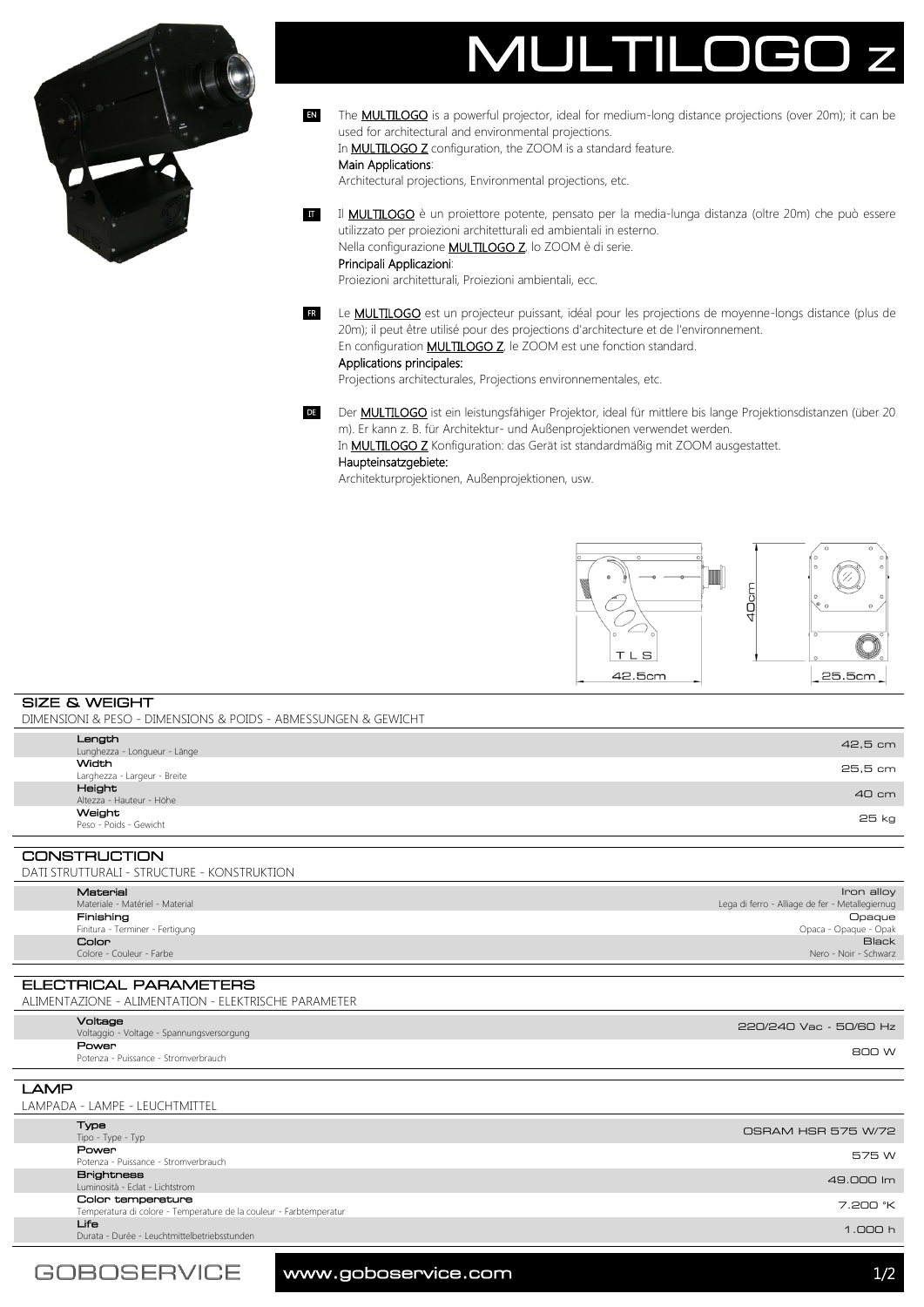# MULTILOGO Z

**EN** The **MULTILOGO** is a powerful projector, ideal for medium-long distance projections (over 20m); it can be used for architectural and environmental projections.
In **MULTILOGO Z** configuration, the ZOOM is a standard feature.
Main Applications:
Architectural projections, Environmental projections, etc.

**IT** Il **MULTILOGO** è un proiettore potente, pensato per la media-lunga distanza (oltre 20m) che può essere utilizzato per proiezioni architetturali ed ambientali in esterno.
Nella configurazione **MULTILOGO Z**, lo ZOOM è di serie.
Principali Applicazioni:
Proiezioni architetturali, Proiezioni ambientali, ecc.

**FR** Le **MULTILOGO** est un projecteur puissant, idéal pour les projections de moyenne-longs distance (plus de 20m); il peut être utilisé pour des projections d'architecture et de l'environnement.
En configuration **MULTILOGO Z**, le ZOOM est une fonction standard.
Applications principales:
Projections architecturales, Projections environnementales, etc.

**DE** Der **MULTILOGO** ist ein leistungsfähiger Projektor, ideal für mittlere bis lange Projektionsdistanzen (über 20 m). Er kann z. B. für Architektur- und Außenprojektionen verwendet werden.
In **MULTILOGO Z** Konfiguration: das Gerät ist standardmäßig mit ZOOM ausgestattet.
Haupteinsatzgebiete:
Architekturprojektionen, Außenprojektionen, usw.

## SIZE & WEIGHT

DIMENSIONI & PESO - DIMENSIONS & POIDS - ABMESSUNGEN & GEWICHT

| | |
|---|---|
| **Length** Lunghezza - Longueur - Länge | 42,5 cm |
| **Width** Larghezza - Largeur - Breite | 25,5 cm |
| **Height** Altezza - Hauteur - Höhe | 40 cm |
| **Weight** Peso - Poids - Gewicht | 25 kg |

## CONSTRUCTION

DATI STRUTTURALI - STRUCTURE - KONSTRUKTION

| | |
|---|---|
| **Material** Materiale - Matèriel - Material | Iron alloy Lega di ferro - Alliage de fer - Metallegiernug |
| **Finishing** Finitura - Terminer - Fertigung | Opaque Opaca - Opaque - Opak |
| **Color** Colore - Couleur - Farbe | Black Nero - Noir - Schwarz |

## ELECTRICAL PARAMETERS

ALIMENTAZIONE - ALIMENTATION - ELEKTRISCHE PARAMETER

| | |
|---|---|
| **Voltage** Voltaggio - Voltage - Spannungsversorgung | 220/240 Vac - 50/60 Hz |
| **Power** Potenza - Puissance - Stromverbrauch | 800 W |

## LAMP

LAMPADA - LAMPE - LEUCHTMITTEL

| | |
|---|---|
| **Type** Tipo - Type - Typ | OSRAM HSR 575 W/72 |
| **Power** Potenza - Puissance - Stromverbrauch | 575 W |
| **Brightness** Luminosità - Eclat - Lichtstrom | 49.000 lm |
| **Color temperature** Temperatura di colore - Temperature de la couleur - Farbtemperatur | 7.200 °K |
| **Life** Durata - Durée - Leuchtmittelbetriebsstunden | 1.000 h |

GOBOSERVICE www.goboservice.com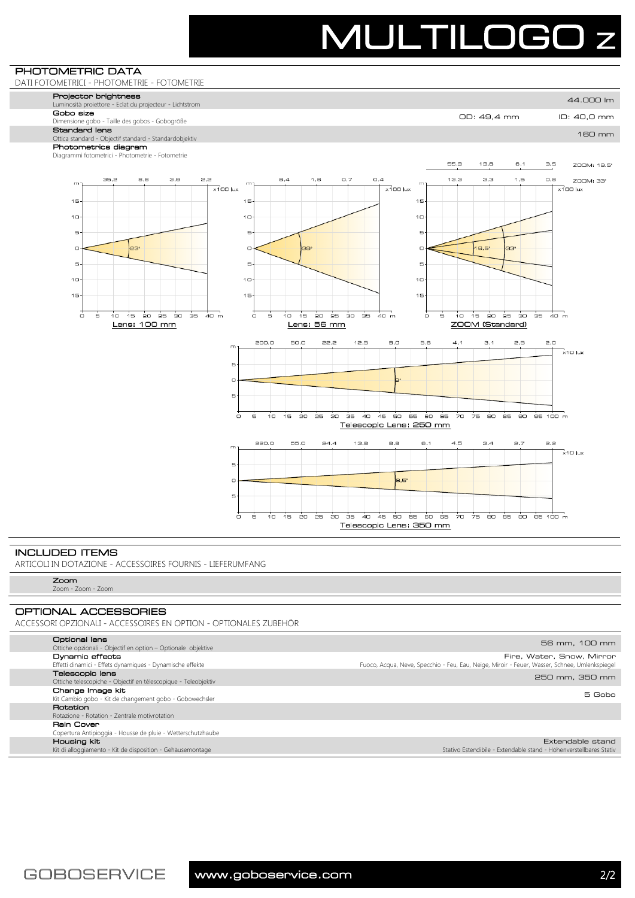# MULTILOGO z

## PHOTOMETRIC DATA

DATI FOTOMETRICI - PHOTOMETRIE - FOTOMETRIE

| | | |
|---|---|---|
| **Projector brightness**<br>Luminosità proiettore - Eclat du projecteur - Lichtstrom | | 44.000 lm |
| **Gobo size**<br>Dimensione gobo - Taille des gobos - Gobogröße | OD: 49,4 mm | ID: 40,0 mm |
| **Standard lens**<br>Ottica standard - Objectif standard - Standardobjektiv | | 160 mm |

**Photometrics diagram**
Diagrammi fotometrici - Photometrie - Fotometrie

Lens: 100 mm
35,2 8,8 3,9 2,2 x100 lux
23°

Lens: 56 mm
6,4 1,6 0,7 0,4 x100 lux
38°

ZOOM (Standard)
55,3 13,8 6,1 3,5 ZOOM: 16,5°
13,3 3,3 1,5 0,8 ZOOM: 33°
x100 lux
16,5° 33°

Telescopic Lens: 250 mm
200,0 50,0 22,2 12,5 8,0 5,6 4,1 3,1 2,5 2,0 x10 lux
9°

Telescopic Lens: 350 mm
220,0 55,0 24,4 13,8 8,8 6,1 4,5 3,4 2,7 2,2 x10 lux
6,5°

## INCLUDED ITEMS

ARTICOLI IN DOTAZIONE - ACCESSOIRES FOURNIS - LIEFERUMFANG

**Zoom**
Zoom - Zoom - Zoom

## OPTIONAL ACCESSORIES

ACCESSORI OPZIONALI - ACCESSOIRES EN OPTION - OPTIONALES ZUBEHÖR

| | |
|---|---|
| **Optional lens**<br>Ottiche opzionali - Objectif en option – Optionale objektive | 56 mm, 100 mm |
| **Dynamic effects**<br>Effetti dinamici - Effets dynamiques - Dynamische effekte | Fire, Water, Snow, Mirror<br>Fuoco, Acqua, Neve, Specchio - Feu, Eau, Neige, Miroir - Feuer, Wasser, Schnee, Umlenkspiegel |
| **Telescopic lens**<br>Ottiche telescopiche - Objectif en télescopique - Teleobjektiv | 250 mm, 350 mm |
| **Change Image kit**<br>Kit Cambio gobo - Kit de changement gobo - Gobowechsler | 5 Gobo |
| **Rotation**<br>Rotazione - Rotation - Zentrale motivrotation | |
| **Rain Cover**<br>Copertura Antipioggia - Housse de pluie - Wetterschutzhaube | |
| **Housing kit**<br>Kit di alloggiamento - Kit de disposition - Gehäusemontage | Extendable stand<br>Stativo Estendibile - Extendable stand - Höhenverstellbares Stativ |

GOBOSERVICE www.goboservice.com